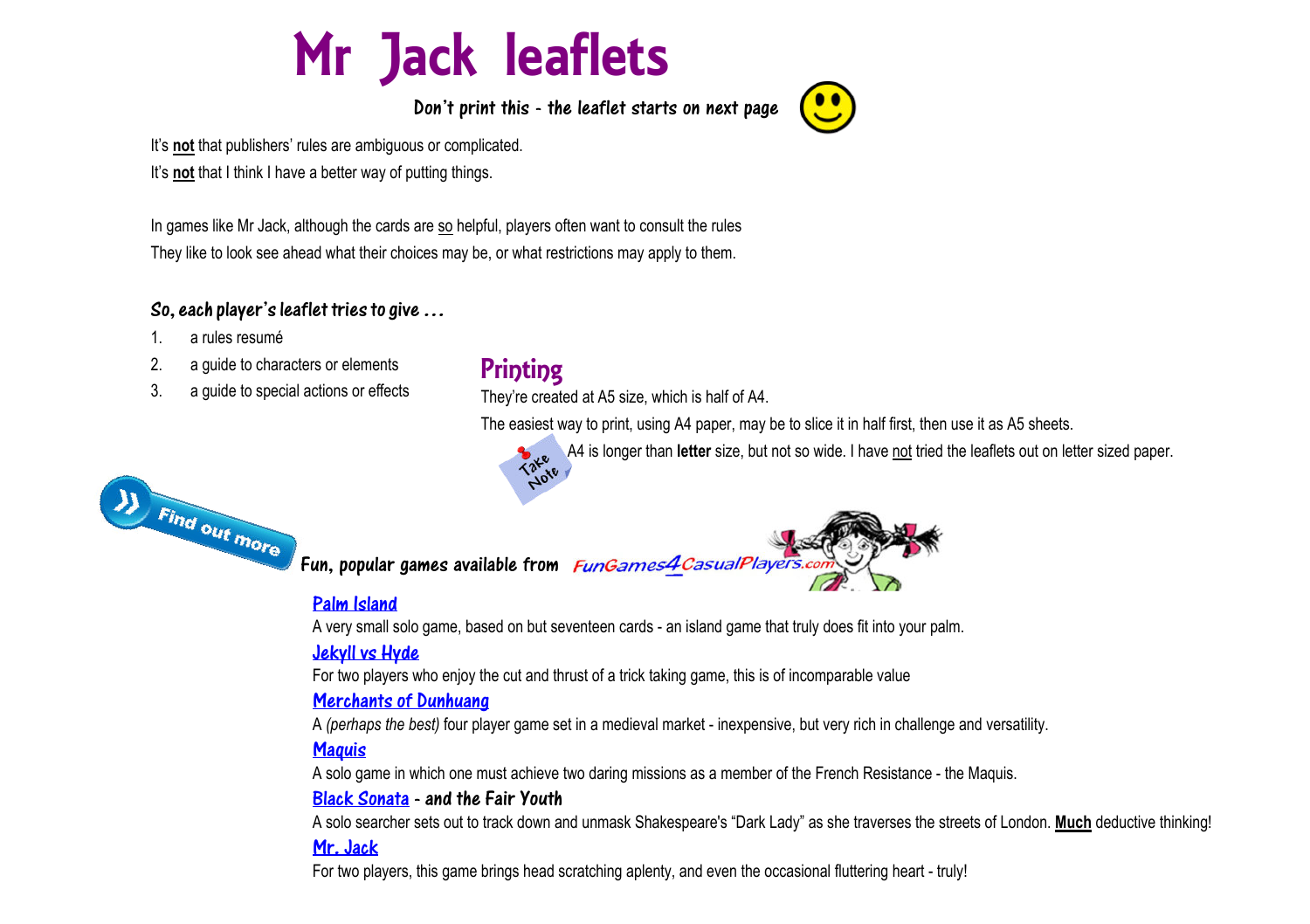# Mr Jack leaflets

**Don't print this - the leaflet starts on next page**

It's **not** that publishers' rules are ambiguous or complicated.
It's **not** that I think I have a better way of putting things.

In games like Mr Jack, although the cards are so helpful, players often want to consult the rules
They like to look see ahead what their choices may be, or what restrictions may apply to them.

### So, each player's leaflet tries to give …

1. a rules resumé
2. a guide to characters or elements
3. a guide to special actions or effects

## Printing

They're created at A5 size, which is half of A4.

The easiest way to print, using A4 paper, may be to slice it in half first, then use it as A5 sheets.

Take Note: A4 is longer than **letter** size, but not so wide. I have not tried the leaflets out on letter sized paper.

Find out more

**Fun, popular games available from FunGames4CasualPlayers.com**

**Palm Island**
A very small solo game, based on but seventeen cards - an island game that truly does fit into your palm.

**Jekyll vs Hyde**
For two players who enjoy the cut and thrust of a trick taking game, this is of incomparable value

**Merchants of Dunhuang**
A *(perhaps the best)* four player game set in a medieval market - inexpensive, but very rich in challenge and versatility.

**Maquis**
A solo game in which one must achieve two daring missions as a member of the French Resistance - the Maquis.

**Black Sonata - and the Fair Youth**
A solo searcher sets out to track down and unmask Shakespeare's "Dark Lady" as she traverses the streets of London. **Much** deductive thinking!

**Mr. Jack**
For two players, this game brings head scratching aplenty, and even the occasional fluttering heart - truly!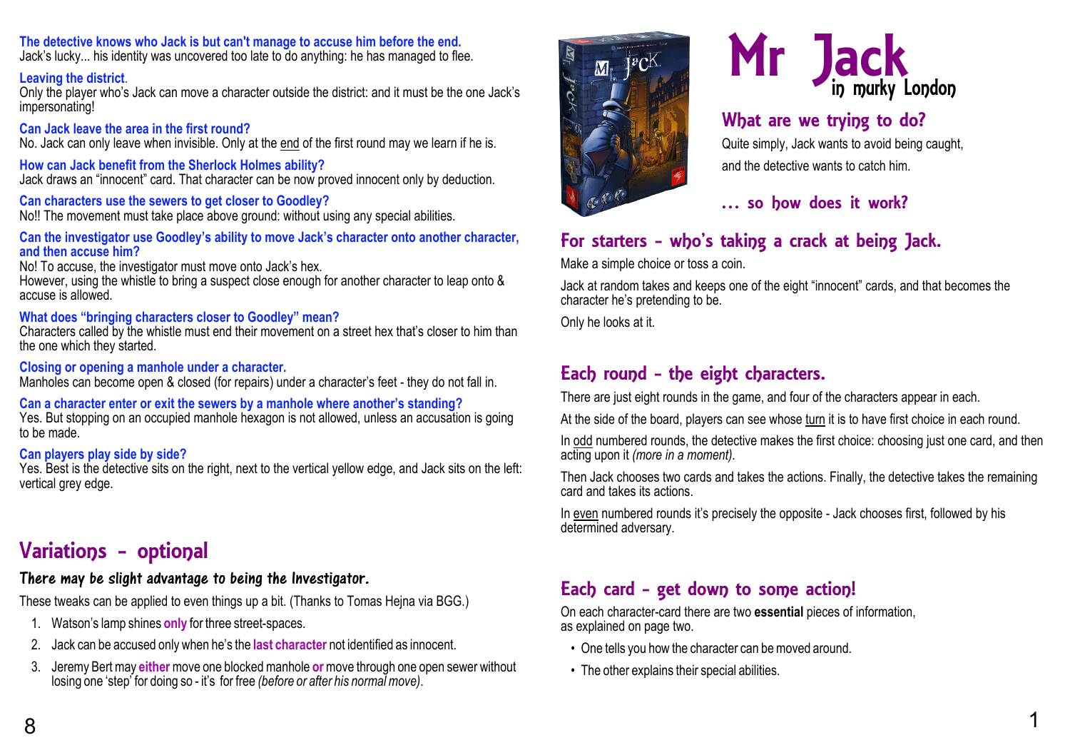**The detective knows who Jack is but can't manage to accuse him before the end.**
Jack's lucky... his identity was uncovered too late to do anything: he has managed to flee.

**Leaving the district.**
Only the player who's Jack can move a character outside the district: and it must be the one Jack's impersonating!

**Can Jack leave the area in the first round?**
No. Jack can only leave when invisible. Only at the end of the first round may we learn if he is.

**How can Jack benefit from the Sherlock Holmes ability?**
Jack draws an "innocent" card. That character can be now proved innocent only by deduction.

**Can characters use the sewers to get closer to Goodley?**
No!! The movement must take place above ground: without using any special abilities.

**Can the investigator use Goodley's ability to move Jack's character onto another character, and then accuse him?**
No! To accuse, the investigator must move onto Jack's hex.
However, using the whistle to bring a suspect close enough for another character to leap onto & accuse is allowed.

**What does "bringing characters closer to Goodley" mean?**
Characters called by the whistle must end their movement on a street hex that's closer to him than the one which they started.

**Closing or opening a manhole under a character.**
Manholes can become open & closed (for repairs) under a character's feet - they do not fall in.

**Can a character enter or exit the sewers by a manhole where another's standing?**
Yes. But stopping on an occupied manhole hexagon is not allowed, unless an accusation is going to be made.

**Can players play side by side?**
Yes. Best is the detective sits on the right, next to the vertical yellow edge, and Jack sits on the left: vertical grey edge.

## Variations - optional

### *There may be slight advantage to being the Investigator.*

These tweaks can be applied to even things up a bit. (Thanks to Tomas Hejna via BGG.)

1. Watson's lamp shines **only** for three street-spaces.
2. Jack can be accused only when he's the **last character** not identified as innocent.
3. Jeremy Bert may **either** move one blocked manhole **or** move through one open sewer without losing one 'step' for doing so - it's for free *(before or after his normal move)*.

# Mr Jack
## in murky London

### What are we trying to do?

Quite simply, Jack wants to avoid being caught, and the detective wants to catch him.

### … so how does it work?

## For starters - who's taking a crack at being Jack.

Make a simple choice or toss a coin.

Jack at random takes and keeps one of the eight "innocent" cards, and that becomes the character he's pretending to be.

Only he looks at it.

## Each round - the eight characters.

There are just eight rounds in the game, and four of the characters appear in each.

At the side of the board, players can see whose turn it is to have first choice in each round.

In odd numbered rounds, the detective makes the first choice: choosing just one card, and then acting upon it *(more in a moment)*.

Then Jack chooses two cards and takes the actions. Finally, the detective takes the remaining card and takes its actions.

In even numbered rounds it's precisely the opposite - Jack chooses first, followed by his determined adversary.

## Each card - get down to some action!

On each character-card there are two **essential** pieces of information, as explained on page two.

- One tells you how the character can be moved around.
- The other explains their special abilities.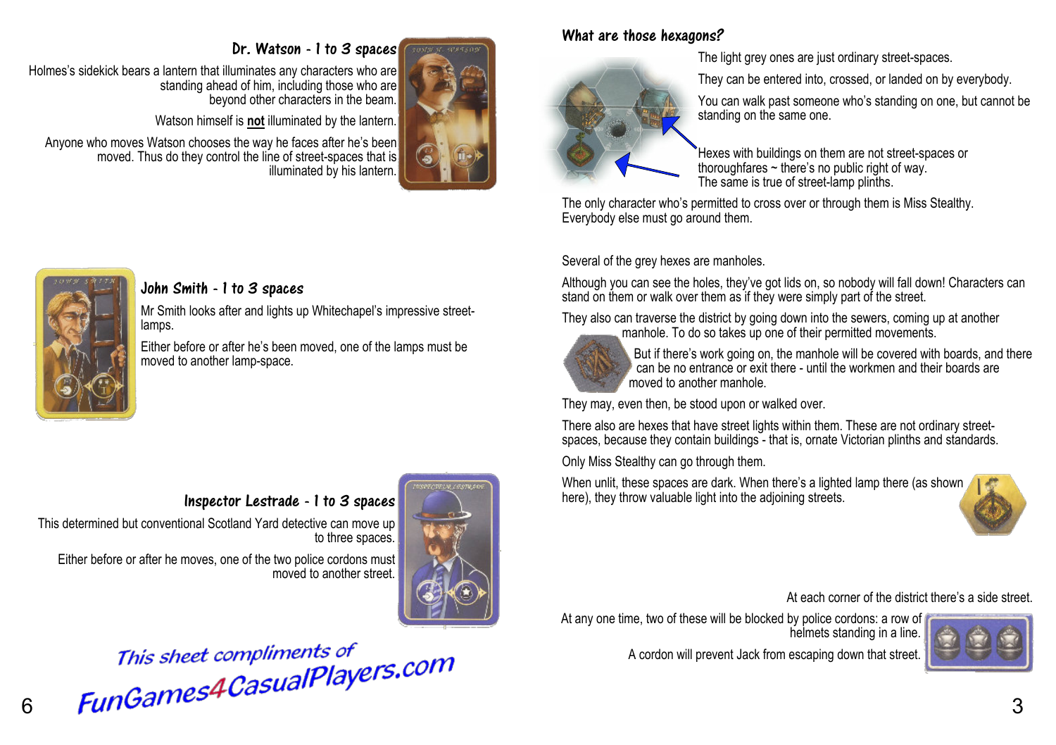### Dr. Watson - 1 to 3 spaces

Holmes's sidekick bears a lantern that illuminates any characters who are standing ahead of him, including those who are beyond other characters in the beam.

Watson himself is **not** illuminated by the lantern.

Anyone who moves Watson chooses the way he faces after he's been moved. Thus do they control the line of street-spaces that is illuminated by his lantern.

### John Smith - 1 to 3 spaces

Mr Smith looks after and lights up Whitechapel's impressive street-lamps.

Either before or after he's been moved, one of the lamps must be moved to another lamp-space.

### Inspector Lestrade - 1 to 3 spaces

This determined but conventional Scotland Yard detective can move up to three spaces.

Either before or after he moves, one of the two police cordons must moved to another street.

*This sheet compliments of FunGames4CasualPlayers.com*

### What are those hexagons?

The light grey ones are just ordinary street-spaces.

They can be entered into, crossed, or landed on by everybody.

You can walk past someone who's standing on one, but cannot be standing on the same one.

Hexes with buildings on them are not street-spaces or thoroughfares ~ there's no public right of way. The same is true of street-lamp plinths.

The only character who's permitted to cross over or through them is Miss Stealthy. Everybody else must go around them.

Several of the grey hexes are manholes.

Although you can see the holes, they've got lids on, so nobody will fall down! Characters can stand on them or walk over them as if they were simply part of the street.

They also can traverse the district by going down into the sewers, coming up at another manhole. To do so takes up one of their permitted movements.

But if there's work going on, the manhole will be covered with boards, and there can be no entrance or exit there - until the workmen and their boards are moved to another manhole.

They may, even then, be stood upon or walked over.

There also are hexes that have street lights within them. These are not ordinary street-spaces, because they contain buildings - that is, ornate Victorian plinths and standards.

Only Miss Stealthy can go through them.

When unlit, these spaces are dark. When there's a lighted lamp there (as shown here), they throw valuable light into the adjoining streets.

At each corner of the district there's a side street.

At any one time, two of these will be blocked by police cordons: a row of helmets standing in a line.

A cordon will prevent Jack from escaping down that street.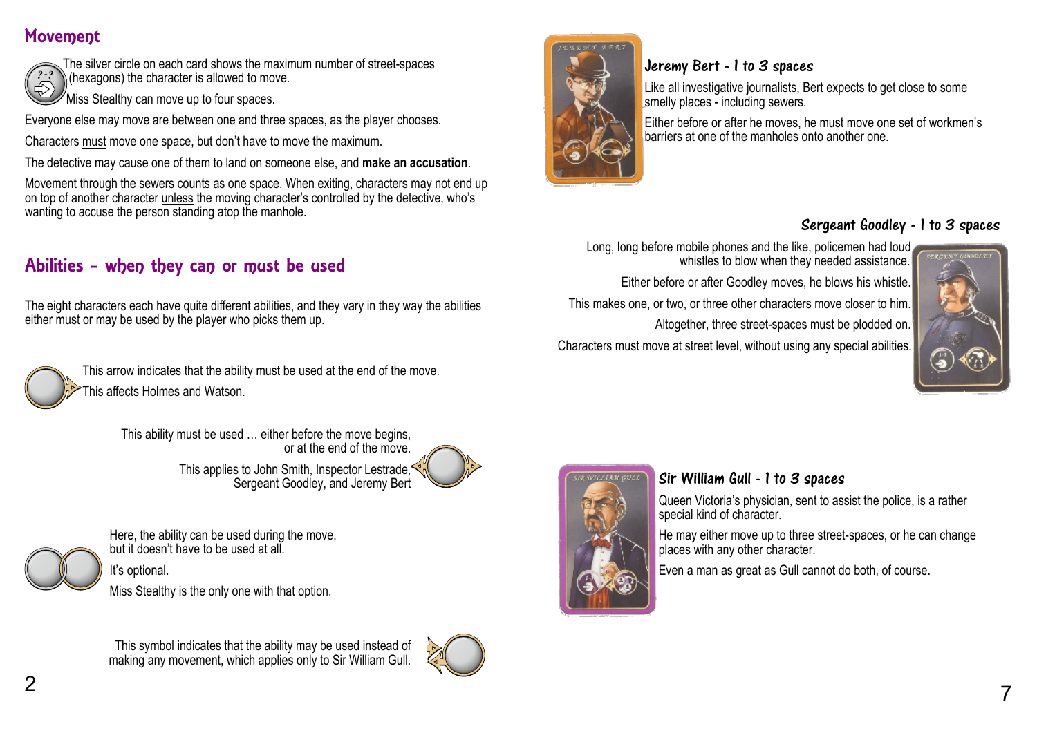## Movement

The silver circle on each card shows the maximum number of street-spaces (hexagons) the character is allowed to move.

Miss Stealthy can move up to four spaces.

Everyone else may move are between one and three spaces, as the player chooses.

Characters must move one space, but don't have to move the maximum.

The detective may cause one of them to land on someone else, and **make an accusation**.

Movement through the sewers counts as one space. When exiting, characters may not end up on top of another character unless the moving character's controlled by the detective, who's wanting to accuse the person standing atop the manhole.

## Abilities - when they can or must be used

The eight characters each have quite different abilities, and they vary in they way the abilities either must or may be used by the player who picks them up.

This arrow indicates that the ability must be used at the end of the move.

This affects Holmes and Watson.

This ability must be used … either before the move begins, or at the end of the move.

This applies to John Smith, Inspector Lestrade, Sergeant Goodley, and Jeremy Bert

Here, the ability can be used during the move, but it doesn't have to be used at all.

It's optional.

Miss Stealthy is the only one with that option.

This symbol indicates that the ability may be used instead of making any movement, which applies only to Sir William Gull.

### Jeremy Bert - 1 to 3 spaces

Like all investigative journalists, Bert expects to get close to some smelly places - including sewers.

Either before or after he moves, he must move one set of workmen's barriers at one of the manholes onto another one.

### Sergeant Goodley - 1 to 3 spaces

Long, long before mobile phones and the like, policemen had loud whistles to blow when they needed assistance.

Either before or after Goodley moves, he blows his whistle.

This makes one, or two, or three other characters move closer to him.

Altogether, three street-spaces must be plodded on.

Characters must move at street level, without using any special abilities.

### Sir William Gull - 1 to 3 spaces

Queen Victoria's physician, sent to assist the police, is a rather special kind of character.

He may either move up to three street-spaces, or he can change places with any other character.

Even a man as great as Gull cannot do both, of course.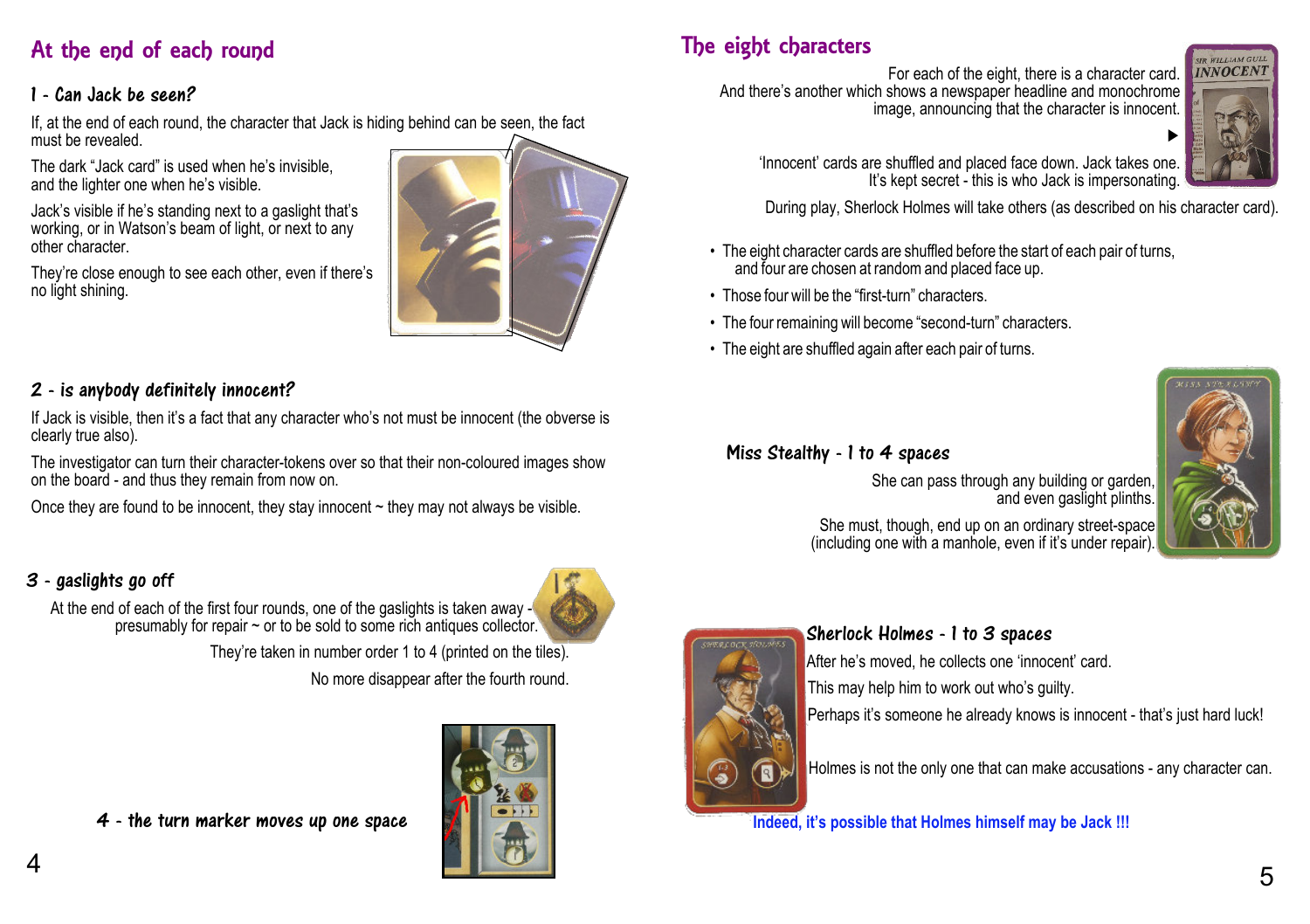## At the end of each round

### 1 - Can Jack be seen?

If, at the end of each round, the character that Jack is hiding behind can be seen, the fact must be revealed.

The dark "Jack card" is used when he's invisible, and the lighter one when he's visible.

Jack's visible if he's standing next to a gaslight that's working, or in Watson's beam of light, or next to any other character.

They're close enough to see each other, even if there's no light shining.

### 2 - is anybody definitely innocent?

If Jack is visible, then it's a fact that any character who's not must be innocent (the obverse is clearly true also).

The investigator can turn their character-tokens over so that their non-coloured images show on the board - and thus they remain from now on.

Once they are found to be innocent, they stay innocent ~ they may not always be visible.

### 3 - gaslights go off

At the end of each of the first four rounds, one of the gaslights is taken away - presumably for repair ~ or to be sold to some rich antiques collector.

They're taken in number order 1 to 4 (printed on the tiles).

No more disappear after the fourth round.

### 4 - the turn marker moves up one space

## The eight characters

For each of the eight, there is a character card. And there's another which shows a newspaper headline and monochrome image, announcing that the character is innocent.

'Innocent' cards are shuffled and placed face down. Jack takes one. It's kept secret - this is who Jack is impersonating.

During play, Sherlock Holmes will take others (as described on his character card).

- The eight character cards are shuffled before the start of each pair of turns, and four are chosen at random and placed face up.
- Those four will be the "first-turn" characters.
- The four remaining will become "second-turn" characters.
- The eight are shuffled again after each pair of turns.

### Miss Stealthy - 1 to 4 spaces

She can pass through any building or garden, and even gaslight plinths.

She must, though, end up on an ordinary street-space (including one with a manhole, even if it's under repair).

### Sherlock Holmes - 1 to 3 spaces

After he's moved, he collects one 'innocent' card.

This may help him to work out who's guilty.

Perhaps it's someone he already knows is innocent - that's just hard luck!

Holmes is not the only one that can make accusations - any character can.

**Indeed, it's possible that Holmes himself may be Jack !!!**